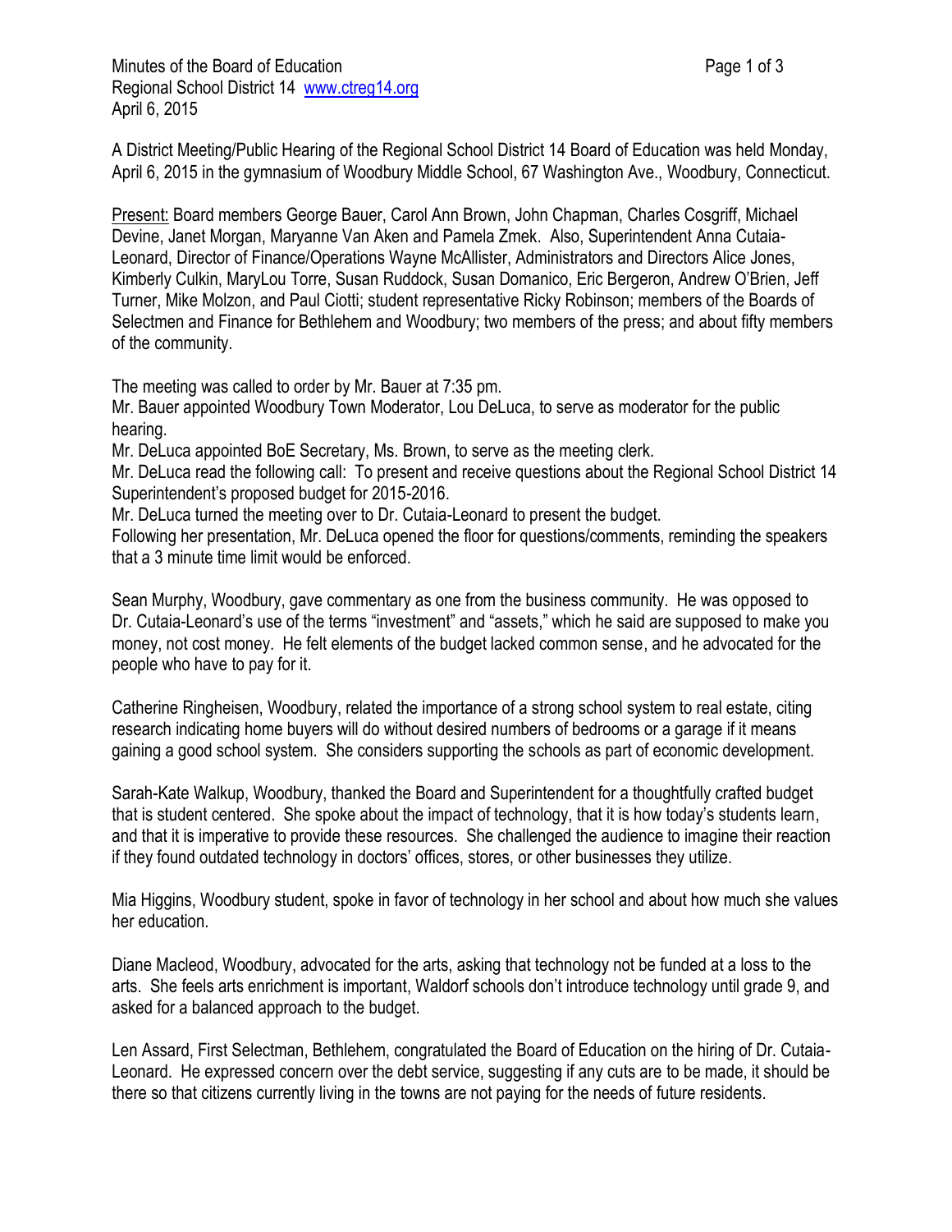Minutes of the Board of Education
Regional School District 14 www.ctreg14.org
April 6, 2015

A District Meeting/Public Hearing of the Regional School District 14 Board of Education was held Monday, April 6, 2015 in the gymnasium of Woodbury Middle School, 67 Washington Ave., Woodbury, Connecticut.

Present: Board members George Bauer, Carol Ann Brown, John Chapman, Charles Cosgriff, Michael Devine, Janet Morgan, Maryanne Van Aken and Pamela Zmek. Also, Superintendent Anna Cutaia-Leonard, Director of Finance/Operations Wayne McAllister, Administrators and Directors Alice Jones, Kimberly Culkin, MaryLou Torre, Susan Ruddock, Susan Domanico, Eric Bergeron, Andrew O'Brien, Jeff Turner, Mike Molzon, and Paul Ciotti; student representative Ricky Robinson; members of the Boards of Selectmen and Finance for Bethlehem and Woodbury; two members of the press; and about fifty members of the community.

The meeting was called to order by Mr. Bauer at 7:35 pm.
Mr. Bauer appointed Woodbury Town Moderator, Lou DeLuca, to serve as moderator for the public hearing.
Mr. DeLuca appointed BoE Secretary, Ms. Brown, to serve as the meeting clerk.
Mr. DeLuca read the following call: To present and receive questions about the Regional School District 14 Superintendent's proposed budget for 2015-2016.
Mr. DeLuca turned the meeting over to Dr. Cutaia-Leonard to present the budget.
Following her presentation, Mr. DeLuca opened the floor for questions/comments, reminding the speakers that a 3 minute time limit would be enforced.

Sean Murphy, Woodbury, gave commentary as one from the business community. He was opposed to Dr. Cutaia-Leonard's use of the terms "investment" and "assets," which he said are supposed to make you money, not cost money. He felt elements of the budget lacked common sense, and he advocated for the people who have to pay for it.

Catherine Ringheisen, Woodbury, related the importance of a strong school system to real estate, citing research indicating home buyers will do without desired numbers of bedrooms or a garage if it means gaining a good school system. She considers supporting the schools as part of economic development.

Sarah-Kate Walkup, Woodbury, thanked the Board and Superintendent for a thoughtfully crafted budget that is student centered. She spoke about the impact of technology, that it is how today's students learn, and that it is imperative to provide these resources. She challenged the audience to imagine their reaction if they found outdated technology in doctors' offices, stores, or other businesses they utilize.

Mia Higgins, Woodbury student, spoke in favor of technology in her school and about how much she values her education.

Diane Macleod, Woodbury, advocated for the arts, asking that technology not be funded at a loss to the arts. She feels arts enrichment is important, Waldorf schools don't introduce technology until grade 9, and asked for a balanced approach to the budget.

Len Assard, First Selectman, Bethlehem, congratulated the Board of Education on the hiring of Dr. Cutaia-Leonard. He expressed concern over the debt service, suggesting if any cuts are to be made, it should be there so that citizens currently living in the towns are not paying for the needs of future residents.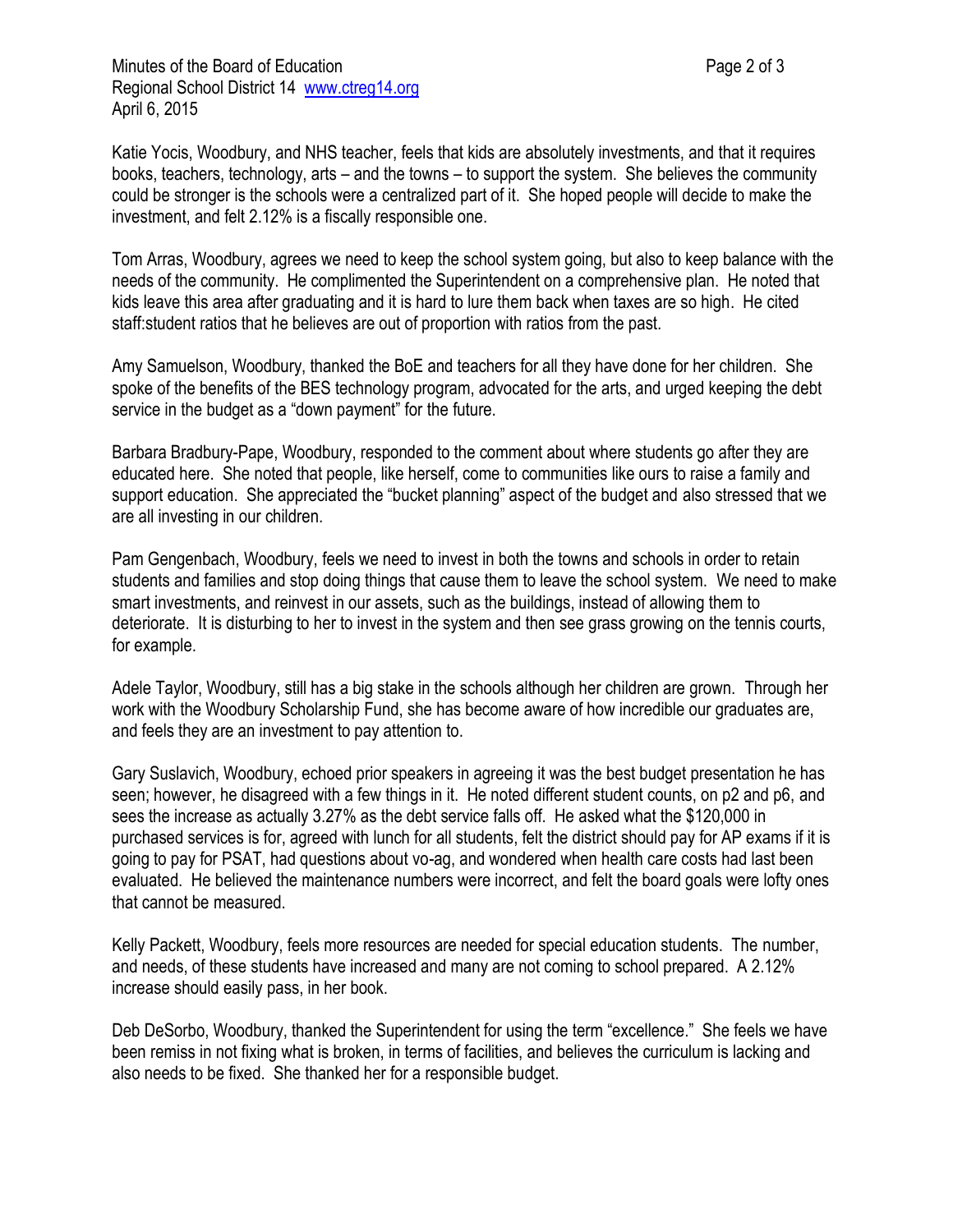Katie Yocis, Woodbury, and NHS teacher, feels that kids are absolutely investments, and that it requires books, teachers, technology, arts – and the towns – to support the system. She believes the community could be stronger is the schools were a centralized part of it. She hoped people will decide to make the investment, and felt 2.12% is a fiscally responsible one.

Tom Arras, Woodbury, agrees we need to keep the school system going, but also to keep balance with the needs of the community. He complimented the Superintendent on a comprehensive plan. He noted that kids leave this area after graduating and it is hard to lure them back when taxes are so high. He cited staff:student ratios that he believes are out of proportion with ratios from the past.

Amy Samuelson, Woodbury, thanked the BoE and teachers for all they have done for her children. She spoke of the benefits of the BES technology program, advocated for the arts, and urged keeping the debt service in the budget as a "down payment" for the future.

Barbara Bradbury-Pape, Woodbury, responded to the comment about where students go after they are educated here. She noted that people, like herself, come to communities like ours to raise a family and support education. She appreciated the "bucket planning" aspect of the budget and also stressed that we are all investing in our children.

Pam Gengenbach, Woodbury, feels we need to invest in both the towns and schools in order to retain students and families and stop doing things that cause them to leave the school system. We need to make smart investments, and reinvest in our assets, such as the buildings, instead of allowing them to deteriorate. It is disturbing to her to invest in the system and then see grass growing on the tennis courts, for example.

Adele Taylor, Woodbury, still has a big stake in the schools although her children are grown. Through her work with the Woodbury Scholarship Fund, she has become aware of how incredible our graduates are, and feels they are an investment to pay attention to.

Gary Suslavich, Woodbury, echoed prior speakers in agreeing it was the best budget presentation he has seen; however, he disagreed with a few things in it. He noted different student counts, on p2 and p6, and sees the increase as actually 3.27% as the debt service falls off. He asked what the $120,000 in purchased services is for, agreed with lunch for all students, felt the district should pay for AP exams if it is going to pay for PSAT, had questions about vo-ag, and wondered when health care costs had last been evaluated. He believed the maintenance numbers were incorrect, and felt the board goals were lofty ones that cannot be measured.

Kelly Packett, Woodbury, feels more resources are needed for special education students. The number, and needs, of these students have increased and many are not coming to school prepared. A 2.12% increase should easily pass, in her book.

Deb DeSorbo, Woodbury, thanked the Superintendent for using the term "excellence." She feels we have been remiss in not fixing what is broken, in terms of facilities, and believes the curriculum is lacking and also needs to be fixed. She thanked her for a responsible budget.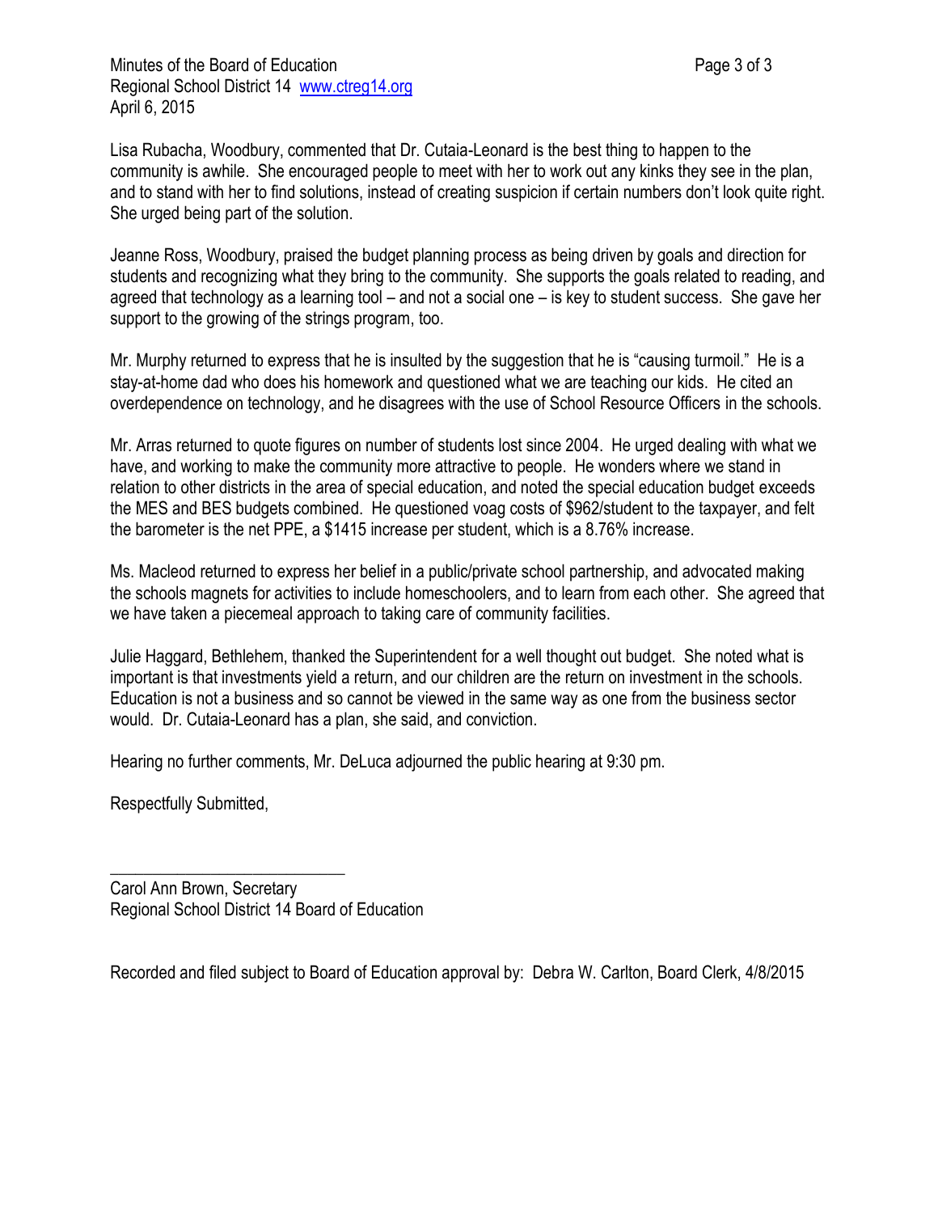Lisa Rubacha, Woodbury, commented that Dr. Cutaia-Leonard is the best thing to happen to the community is awhile. She encouraged people to meet with her to work out any kinks they see in the plan, and to stand with her to find solutions, instead of creating suspicion if certain numbers don't look quite right. She urged being part of the solution.

Jeanne Ross, Woodbury, praised the budget planning process as being driven by goals and direction for students and recognizing what they bring to the community. She supports the goals related to reading, and agreed that technology as a learning tool – and not a social one – is key to student success. She gave her support to the growing of the strings program, too.

Mr. Murphy returned to express that he is insulted by the suggestion that he is "causing turmoil." He is a stay-at-home dad who does his homework and questioned what we are teaching our kids. He cited an overdependence on technology, and he disagrees with the use of School Resource Officers in the schools.

Mr. Arras returned to quote figures on number of students lost since 2004. He urged dealing with what we have, and working to make the community more attractive to people. He wonders where we stand in relation to other districts in the area of special education, and noted the special education budget exceeds the MES and BES budgets combined. He questioned voag costs of $962/student to the taxpayer, and felt the barometer is the net PPE, a $1415 increase per student, which is a 8.76% increase.

Ms. Macleod returned to express her belief in a public/private school partnership, and advocated making the schools magnets for activities to include homeschoolers, and to learn from each other. She agreed that we have taken a piecemeal approach to taking care of community facilities.

Julie Haggard, Bethlehem, thanked the Superintendent for a well thought out budget. She noted what is important is that investments yield a return, and our children are the return on investment in the schools. Education is not a business and so cannot be viewed in the same way as one from the business sector would. Dr. Cutaia-Leonard has a plan, she said, and conviction.

Hearing no further comments, Mr. DeLuca adjourned the public hearing at 9:30 pm.

Respectfully Submitted,

\_\_\_\_\_\_\_\_\_\_\_\_\_\_\_\_\_\_\_\_\_\_\_\_\_\_\_\_

Carol Ann Brown, Secretary
Regional School District 14 Board of Education

Recorded and filed subject to Board of Education approval by: Debra W. Carlton, Board Clerk, 4/8/2015